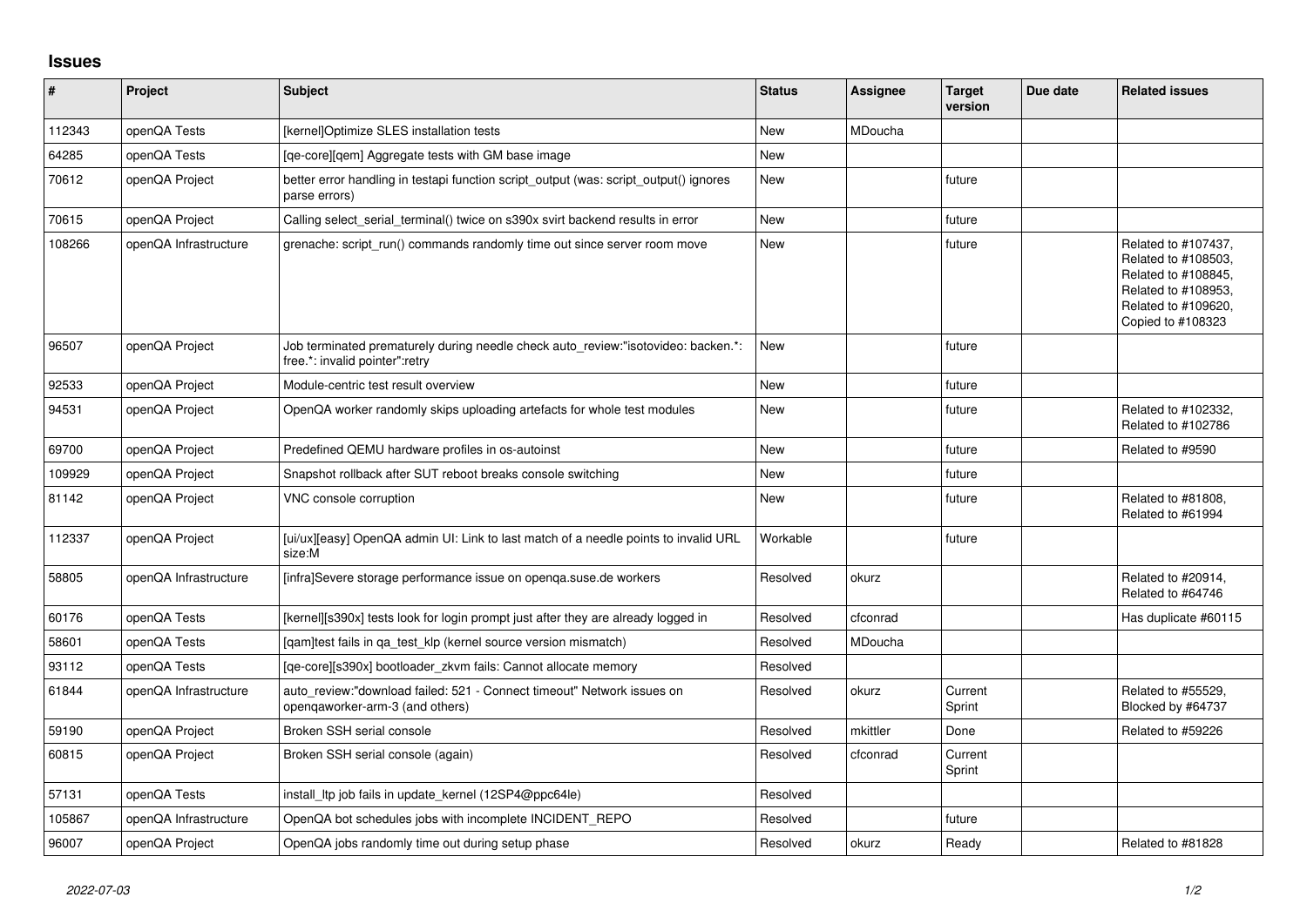# Issues

| # | Project | Subject | Status | Assignee | Target version | Due date | Related issues |
|---|---|---|---|---|---|---|---|
| 112343 | openQA Tests | [kernel]Optimize SLES installation tests | New | MDoucha | | | |
| 64285 | openQA Tests | [qe-core][qem] Aggregate tests with GM base image | New | | | | |
| 70612 | openQA Project | better error handling in testapi function script_output (was: script_output() ignores parse errors) | New | | future | | |
| 70615 | openQA Project | Calling select_serial_terminal() twice on s390x svirt backend results in error | New | | future | | |
| 108266 | openQA Infrastructure | grenache: script_run() commands randomly time out since server room move | New | | future | | Related to #107437, Related to #108503, Related to #108845, Related to #108953, Related to #109620, Copied to #108323 |
| 96507 | openQA Project | Job terminated prematurely during needle check auto_review:"isotovideo: backen.*: free.*: invalid pointer":retry | New | | future | | |
| 92533 | openQA Project | Module-centric test result overview | New | | future | | |
| 94531 | openQA Project | OpenQA worker randomly skips uploading artefacts for whole test modules | New | | future | | Related to #102332, Related to #102786 |
| 69700 | openQA Project | Predefined QEMU hardware profiles in os-autoinst | New | | future | | Related to #9590 |
| 109929 | openQA Project | Snapshot rollback after SUT reboot breaks console switching | New | | future | | |
| 81142 | openQA Project | VNC console corruption | New | | future | | Related to #81808, Related to #61994 |
| 112337 | openQA Project | [ui/ux][easy] OpenQA admin UI: Link to last match of a needle points to invalid URL size:M | Workable | | future | | |
| 58805 | openQA Infrastructure | [infra]Severe storage performance issue on openqa.suse.de workers | Resolved | okurz | | | Related to #20914, Related to #64746 |
| 60176 | openQA Tests | [kernel][s390x] tests look for login prompt just after they are already logged in | Resolved | cfconrad | | | Has duplicate #60115 |
| 58601 | openQA Tests | [qam]test fails in qa_test_klp (kernel source version mismatch) | Resolved | MDoucha | | | |
| 93112 | openQA Tests | [qe-core][s390x] bootloader_zkvm fails: Cannot allocate memory | Resolved | | | | |
| 61844 | openQA Infrastructure | auto_review:"download failed: 521 - Connect timeout" Network issues on openqaworker-arm-3 (and others) | Resolved | okurz | Current Sprint | | Related to #55529, Blocked by #64737 |
| 59190 | openQA Project | Broken SSH serial console | Resolved | mkittler | Done | | Related to #59226 |
| 60815 | openQA Project | Broken SSH serial console (again) | Resolved | cfconrad | Current Sprint | | |
| 57131 | openQA Tests | install_ltp job fails in update_kernel (12SP4@ppc64le) | Resolved | | | | |
| 105867 | openQA Infrastructure | OpenQA bot schedules jobs with incomplete INCIDENT_REPO | Resolved | | future | | |
| 96007 | openQA Project | OpenQA jobs randomly time out during setup phase | Resolved | okurz | Ready | | Related to #81828 |

*2022-07-03*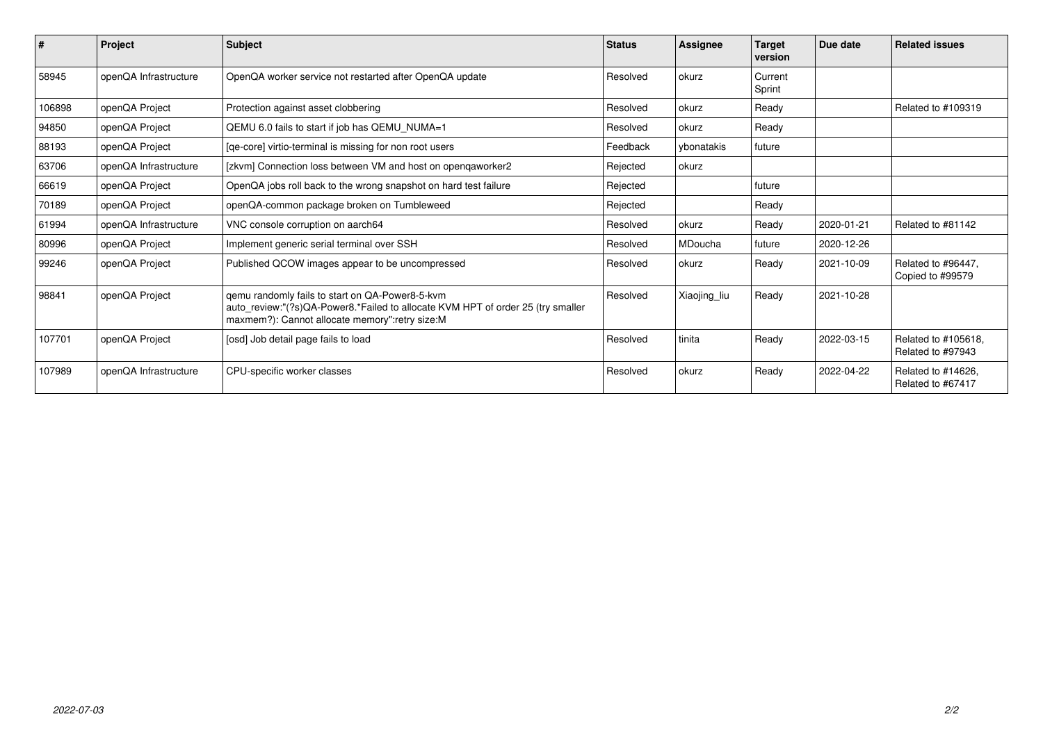| # | Project | Subject | Status | Assignee | Target version | Due date | Related issues |
|---|---|---|---|---|---|---|---|
| 58945 | openQA Infrastructure | OpenQA worker service not restarted after OpenQA update | Resolved | okurz | Current Sprint | | |
| 106898 | openQA Project | Protection against asset clobbering | Resolved | okurz | Ready | | Related to #109319 |
| 94850 | openQA Project | QEMU 6.0 fails to start if job has QEMU_NUMA=1 | Resolved | okurz | Ready | | |
| 88193 | openQA Project | [qe-core] virtio-terminal is missing for non root users | Feedback | ybonatakis | future | | |
| 63706 | openQA Infrastructure | [zkvm] Connection loss between VM and host on openqaworker2 | Rejected | okurz | | | |
| 66619 | openQA Project | OpenQA jobs roll back to the wrong snapshot on hard test failure | Rejected | | future | | |
| 70189 | openQA Project | openQA-common package broken on Tumbleweed | Rejected | | Ready | | |
| 61994 | openQA Infrastructure | VNC console corruption on aarch64 | Resolved | okurz | Ready | 2020-01-21 | Related to #81142 |
| 80996 | openQA Project | Implement generic serial terminal over SSH | Resolved | MDoucha | future | 2020-12-26 | |
| 99246 | openQA Project | Published QCOW images appear to be uncompressed | Resolved | okurz | Ready | 2021-10-09 | Related to #96447, Copied to #99579 |
| 98841 | openQA Project | qemu randomly fails to start on QA-Power8-5-kvm auto_review:"(?s)QA-Power8.*Failed to allocate KVM HPT of order 25 (try smaller maxmem?): Cannot allocate memory":retry size:M | Resolved | Xiaojing_liu | Ready | 2021-10-28 | |
| 107701 | openQA Project | [osd] Job detail page fails to load | Resolved | tinita | Ready | 2022-03-15 | Related to #105618, Related to #97943 |
| 107989 | openQA Infrastructure | CPU-specific worker classes | Resolved | okurz | Ready | 2022-04-22 | Related to #14626, Related to #67417 |